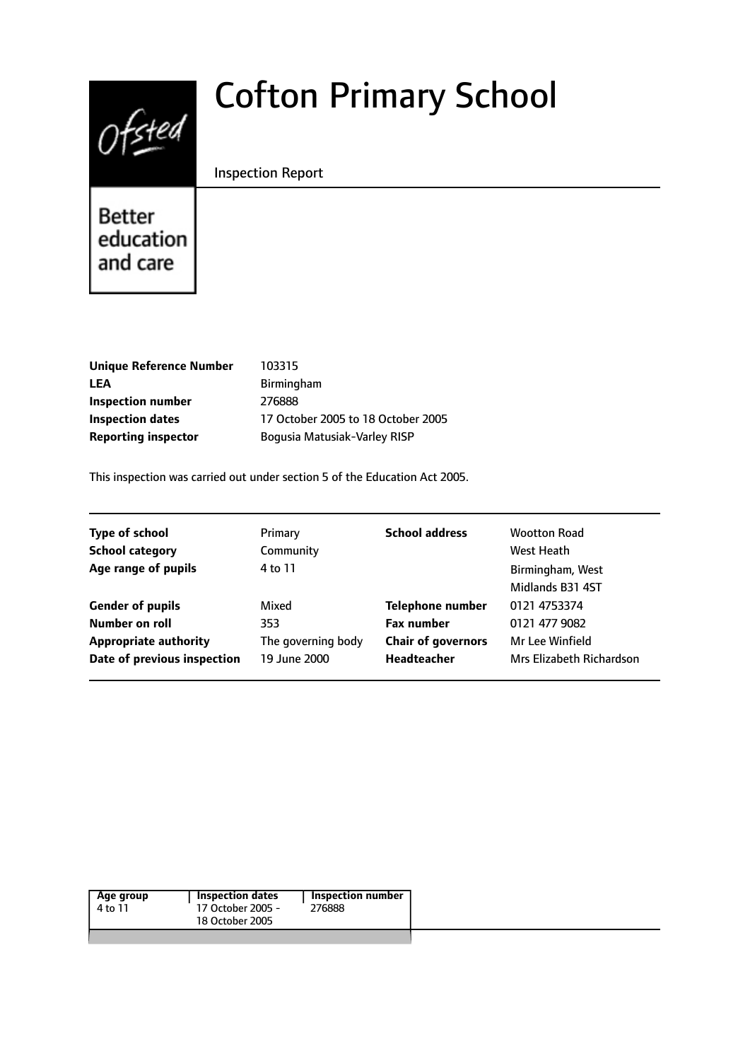# Cofton Primary School

Inspection Report

Better education and care

| | |
|---|---|
| **Unique Reference Number** | 103315 |
| **LEA** | Birmingham |
| **Inspection number** | 276888 |
| **Inspection dates** | 17 October 2005 to 18 October 2005 |
| **Reporting inspector** | Bogusia Matusiak-Varley RISP |

This inspection was carried out under section 5 of the Education Act 2005.

| | | | |
|---|---|---|---|
| **Type of school** | Primary | **School address** | Wootton Road |
| **School category** | Community | | West Heath |
| **Age range of pupils** | 4 to 11 | | Birmingham, West Midlands B31 4ST |
| **Gender of pupils** | Mixed | **Telephone number** | 0121 4753374 |
| **Number on roll** | 353 | **Fax number** | 0121 477 9082 |
| **Appropriate authority** | The governing body | **Chair of governors** | Mr Lee Winfield |
| **Date of previous inspection** | 19 June 2000 | **Headteacher** | Mrs Elizabeth Richardson |

| Age group | Inspection dates | Inspection number |
|---|---|---|
| 4 to 11 | 17 October 2005 - 18 October 2005 | 276888 |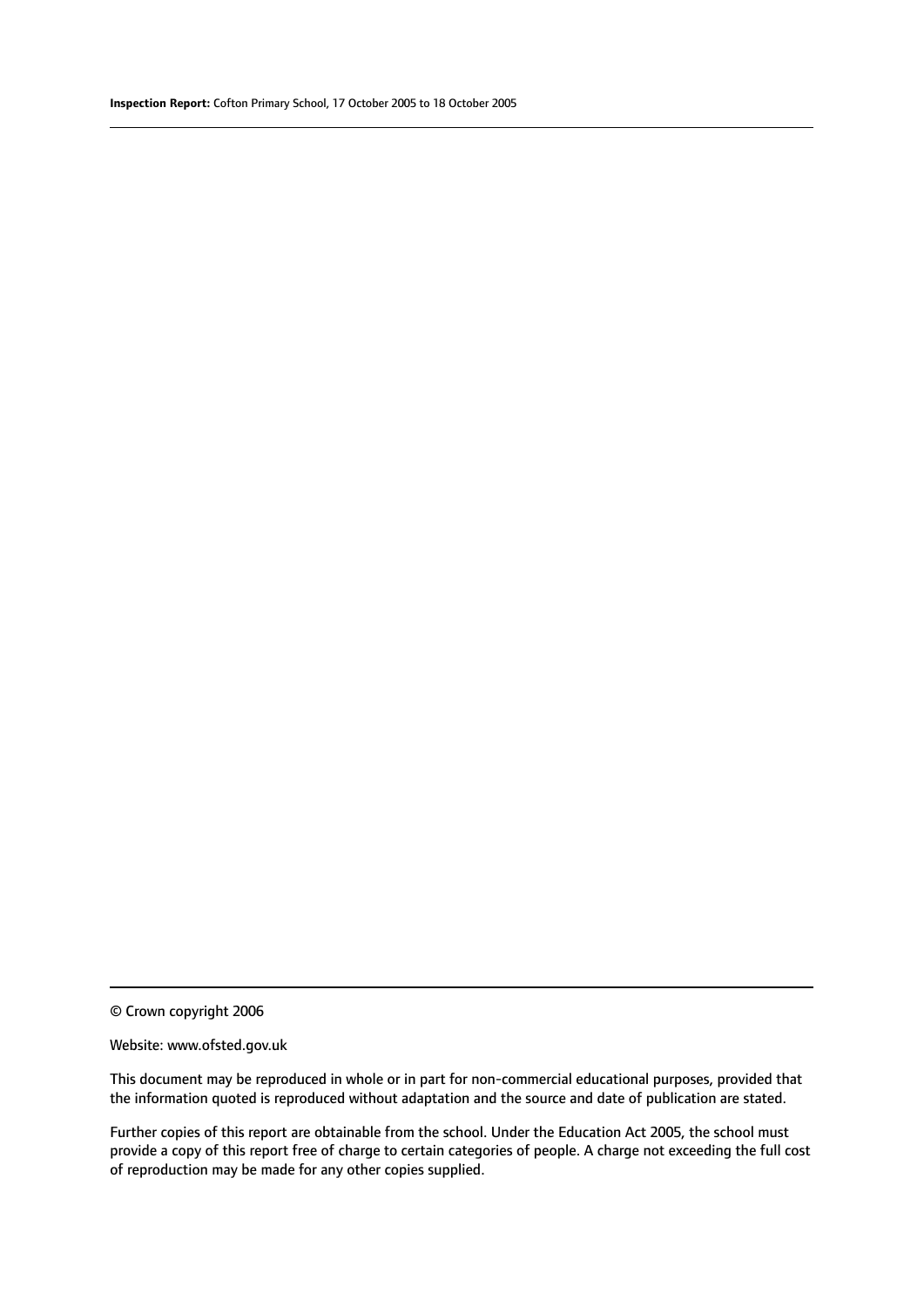© Crown copyright 2006

Website: www.ofsted.gov.uk

This document may be reproduced in whole or in part for non-commercial educational purposes, provided that the information quoted is reproduced without adaptation and the source and date of publication are stated.

Further copies of this report are obtainable from the school. Under the Education Act 2005, the school must provide a copy of this report free of charge to certain categories of people. A charge not exceeding the full cost of reproduction may be made for any other copies supplied.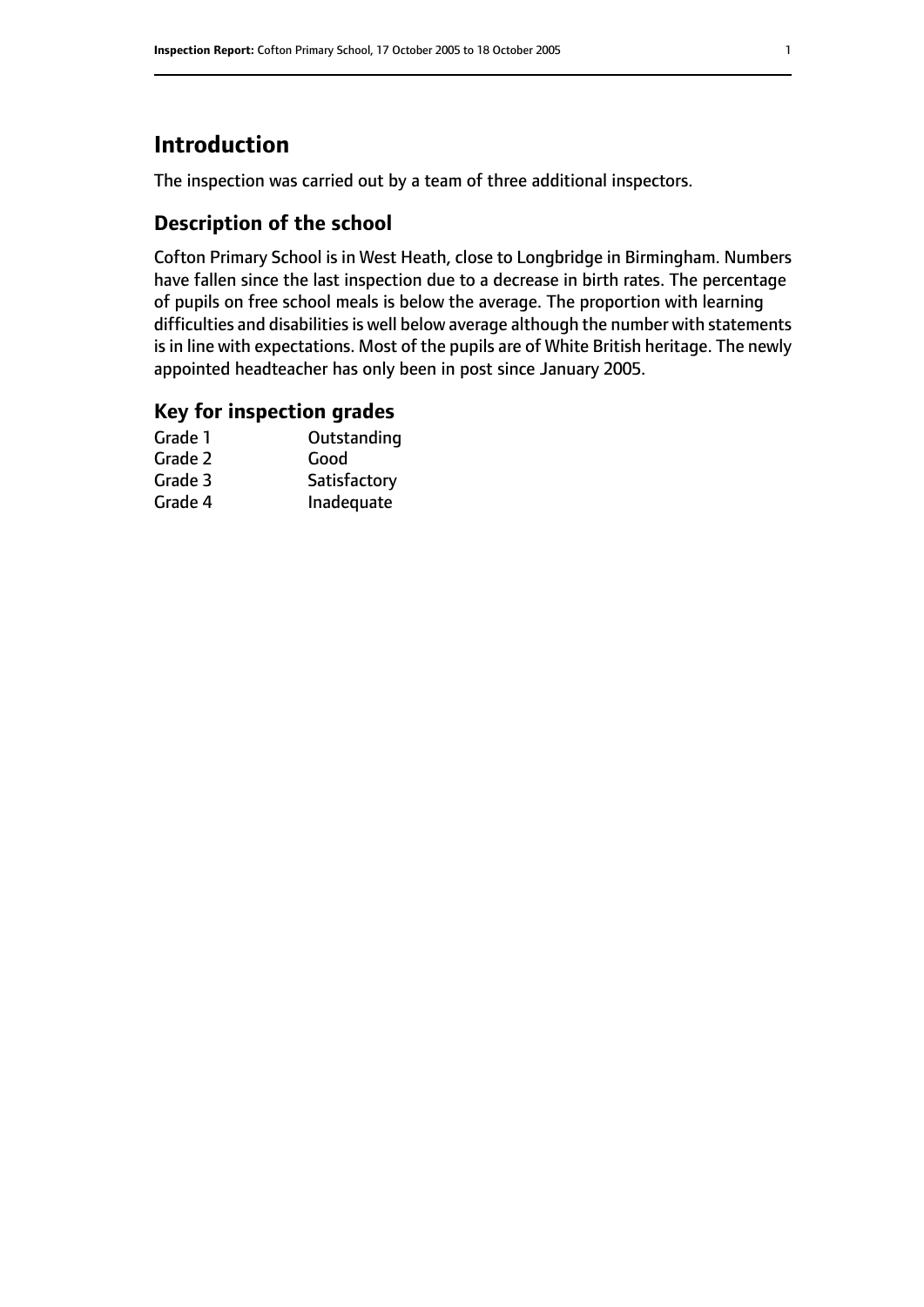# Introduction

The inspection was carried out by a team of three additional inspectors.

## Description of the school

Cofton Primary School is in West Heath, close to Longbridge in Birmingham. Numbers have fallen since the last inspection due to a decrease in birth rates. The percentage of pupils on free school meals is below the average. The proportion with learning difficulties and disabilities is well below average although the number with statements is in line with expectations. Most of the pupils are of White British heritage. The newly appointed headteacher has only been in post since January 2005.

## Key for inspection grades

| | |
|---|---|
| Grade 1 | Outstanding |
| Grade 2 | Good |
| Grade 3 | Satisfactory |
| Grade 4 | Inadequate |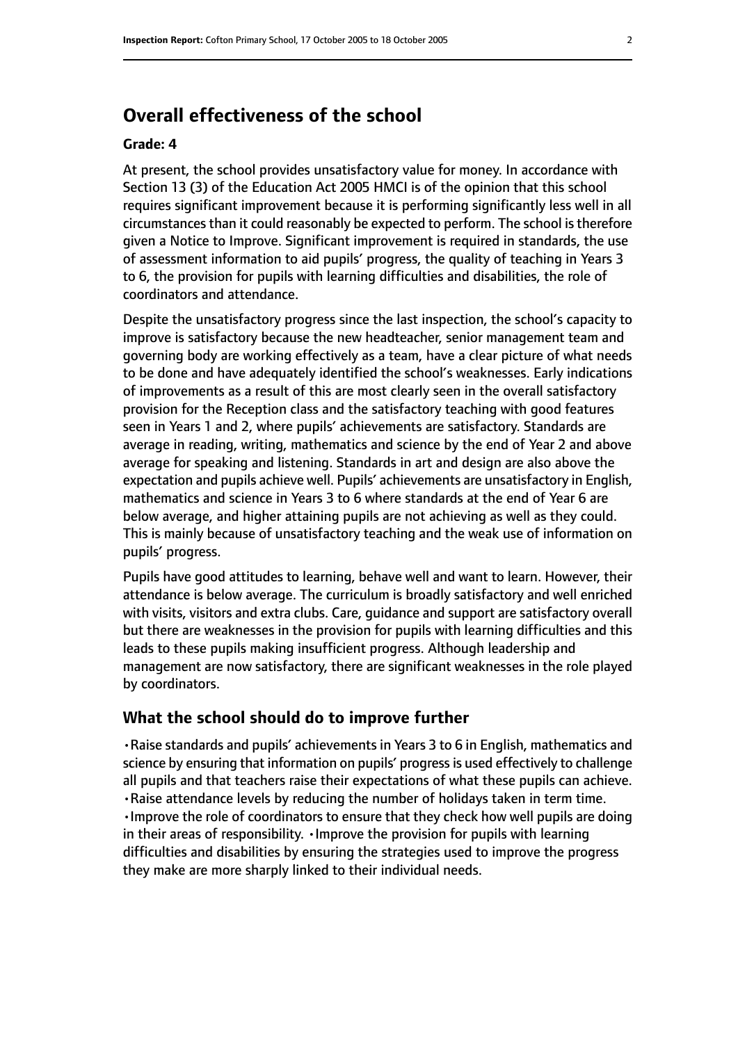## Overall effectiveness of the school

### Grade: 4

At present, the school provides unsatisfactory value for money. In accordance with Section 13 (3) of the Education Act 2005 HMCI is of the opinion that this school requires significant improvement because it is performing significantly less well in all circumstances than it could reasonably be expected to perform. The school is therefore given a Notice to Improve. Significant improvement is required in standards, the use of assessment information to aid pupils' progress, the quality of teaching in Years 3 to 6, the provision for pupils with learning difficulties and disabilities, the role of coordinators and attendance.

Despite the unsatisfactory progress since the last inspection, the school's capacity to improve is satisfactory because the new headteacher, senior management team and governing body are working effectively as a team, have a clear picture of what needs to be done and have adequately identified the school's weaknesses. Early indications of improvements as a result of this are most clearly seen in the overall satisfactory provision for the Reception class and the satisfactory teaching with good features seen in Years 1 and 2, where pupils' achievements are satisfactory. Standards are average in reading, writing, mathematics and science by the end of Year 2 and above average for speaking and listening. Standards in art and design are also above the expectation and pupils achieve well. Pupils' achievements are unsatisfactory in English, mathematics and science in Years 3 to 6 where standards at the end of Year 6 are below average, and higher attaining pupils are not achieving as well as they could. This is mainly because of unsatisfactory teaching and the weak use of information on pupils' progress.

Pupils have good attitudes to learning, behave well and want to learn. However, their attendance is below average. The curriculum is broadly satisfactory and well enriched with visits, visitors and extra clubs. Care, guidance and support are satisfactory overall but there are weaknesses in the provision for pupils with learning difficulties and this leads to these pupils making insufficient progress. Although leadership and management are now satisfactory, there are significant weaknesses in the role played by coordinators.

## What the school should do to improve further

- Raise standards and pupils' achievements in Years 3 to 6 in English, mathematics and science by ensuring that information on pupils' progress is used effectively to challenge all pupils and that teachers raise their expectations of what these pupils can achieve.
- Raise attendance levels by reducing the number of holidays taken in term time.
- Improve the role of coordinators to ensure that they check how well pupils are doing in their areas of responsibility.
- Improve the provision for pupils with learning difficulties and disabilities by ensuring the strategies used to improve the progress they make are more sharply linked to their individual needs.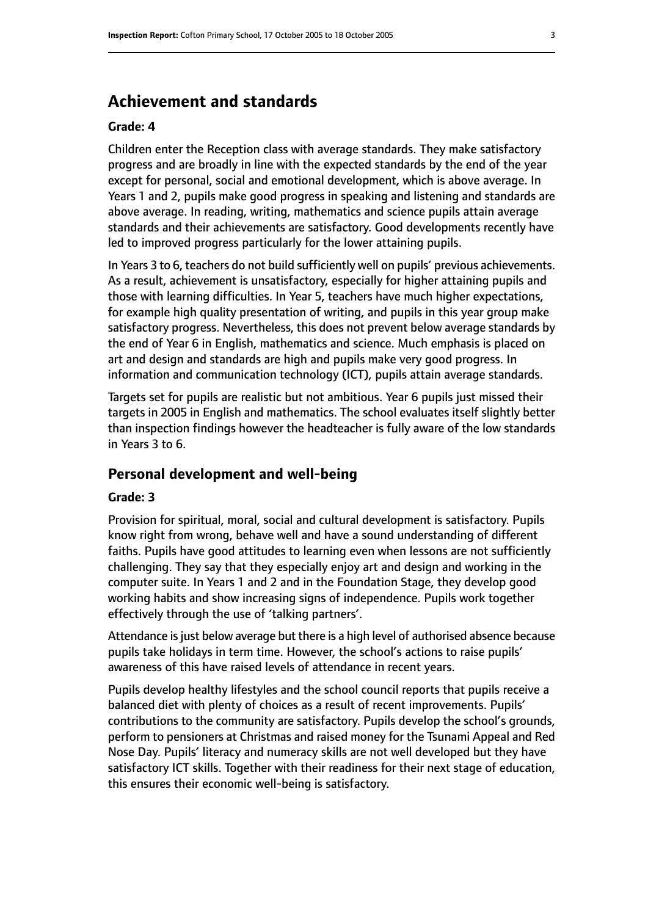## Achievement and standards

### Grade: 4

Children enter the Reception class with average standards. They make satisfactory progress and are broadly in line with the expected standards by the end of the year except for personal, social and emotional development, which is above average. In Years 1 and 2, pupils make good progress in speaking and listening and standards are above average. In reading, writing, mathematics and science pupils attain average standards and their achievements are satisfactory. Good developments recently have led to improved progress particularly for the lower attaining pupils.

In Years 3 to 6, teachers do not build sufficiently well on pupils' previous achievements. As a result, achievement is unsatisfactory, especially for higher attaining pupils and those with learning difficulties. In Year 5, teachers have much higher expectations, for example high quality presentation of writing, and pupils in this year group make satisfactory progress. Nevertheless, this does not prevent below average standards by the end of Year 6 in English, mathematics and science. Much emphasis is placed on art and design and standards are high and pupils make very good progress. In information and communication technology (ICT), pupils attain average standards.

Targets set for pupils are realistic but not ambitious. Year 6 pupils just missed their targets in 2005 in English and mathematics. The school evaluates itself slightly better than inspection findings however the headteacher is fully aware of the low standards in Years 3 to 6.

## Personal development and well-being

### Grade: 3

Provision for spiritual, moral, social and cultural development is satisfactory. Pupils know right from wrong, behave well and have a sound understanding of different faiths. Pupils have good attitudes to learning even when lessons are not sufficiently challenging. They say that they especially enjoy art and design and working in the computer suite. In Years 1 and 2 and in the Foundation Stage, they develop good working habits and show increasing signs of independence. Pupils work together effectively through the use of 'talking partners'.

Attendance is just below average but there is a high level of authorised absence because pupils take holidays in term time. However, the school's actions to raise pupils' awareness of this have raised levels of attendance in recent years.

Pupils develop healthy lifestyles and the school council reports that pupils receive a balanced diet with plenty of choices as a result of recent improvements. Pupils' contributions to the community are satisfactory. Pupils develop the school's grounds, perform to pensioners at Christmas and raised money for the Tsunami Appeal and Red Nose Day. Pupils' literacy and numeracy skills are not well developed but they have satisfactory ICT skills. Together with their readiness for their next stage of education, this ensures their economic well-being is satisfactory.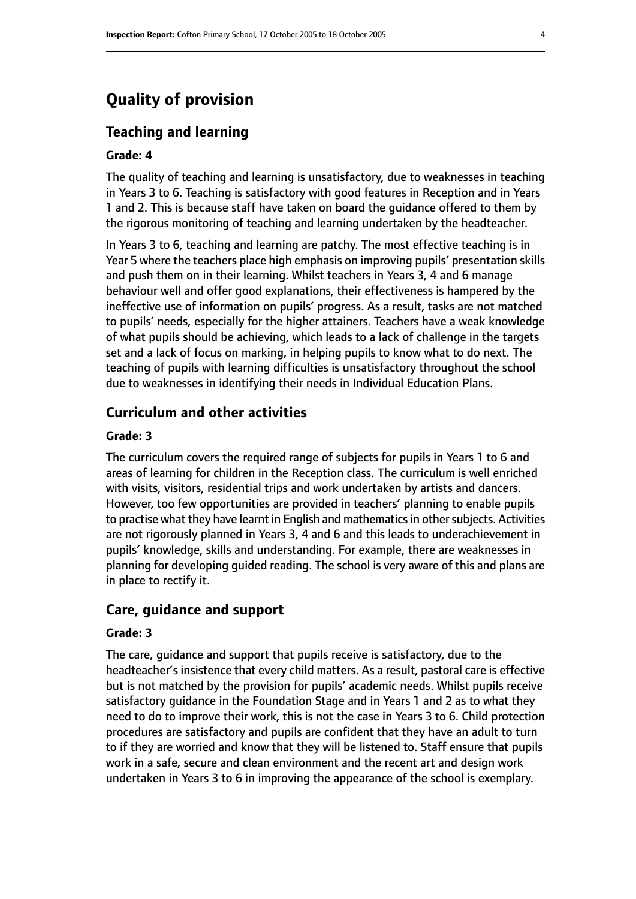# Quality of provision

## Teaching and learning

### Grade: 4

The quality of teaching and learning is unsatisfactory, due to weaknesses in teaching in Years 3 to 6. Teaching is satisfactory with good features in Reception and in Years 1 and 2. This is because staff have taken on board the guidance offered to them by the rigorous monitoring of teaching and learning undertaken by the headteacher.

In Years 3 to 6, teaching and learning are patchy. The most effective teaching is in Year 5 where the teachers place high emphasis on improving pupils' presentation skills and push them on in their learning. Whilst teachers in Years 3, 4 and 6 manage behaviour well and offer good explanations, their effectiveness is hampered by the ineffective use of information on pupils' progress. As a result, tasks are not matched to pupils' needs, especially for the higher attainers. Teachers have a weak knowledge of what pupils should be achieving, which leads to a lack of challenge in the targets set and a lack of focus on marking, in helping pupils to know what to do next. The teaching of pupils with learning difficulties is unsatisfactory throughout the school due to weaknesses in identifying their needs in Individual Education Plans.

## Curriculum and other activities

### Grade: 3

The curriculum covers the required range of subjects for pupils in Years 1 to 6 and areas of learning for children in the Reception class. The curriculum is well enriched with visits, visitors, residential trips and work undertaken by artists and dancers. However, too few opportunities are provided in teachers' planning to enable pupils to practise what they have learnt in English and mathematics in other subjects. Activities are not rigorously planned in Years 3, 4 and 6 and this leads to underachievement in pupils' knowledge, skills and understanding. For example, there are weaknesses in planning for developing guided reading. The school is very aware of this and plans are in place to rectify it.

## Care, guidance and support

### Grade: 3

The care, guidance and support that pupils receive is satisfactory, due to the headteacher's insistence that every child matters. As a result, pastoral care is effective but is not matched by the provision for pupils' academic needs. Whilst pupils receive satisfactory guidance in the Foundation Stage and in Years 1 and 2 as to what they need to do to improve their work, this is not the case in Years 3 to 6. Child protection procedures are satisfactory and pupils are confident that they have an adult to turn to if they are worried and know that they will be listened to. Staff ensure that pupils work in a safe, secure and clean environment and the recent art and design work undertaken in Years 3 to 6 in improving the appearance of the school is exemplary.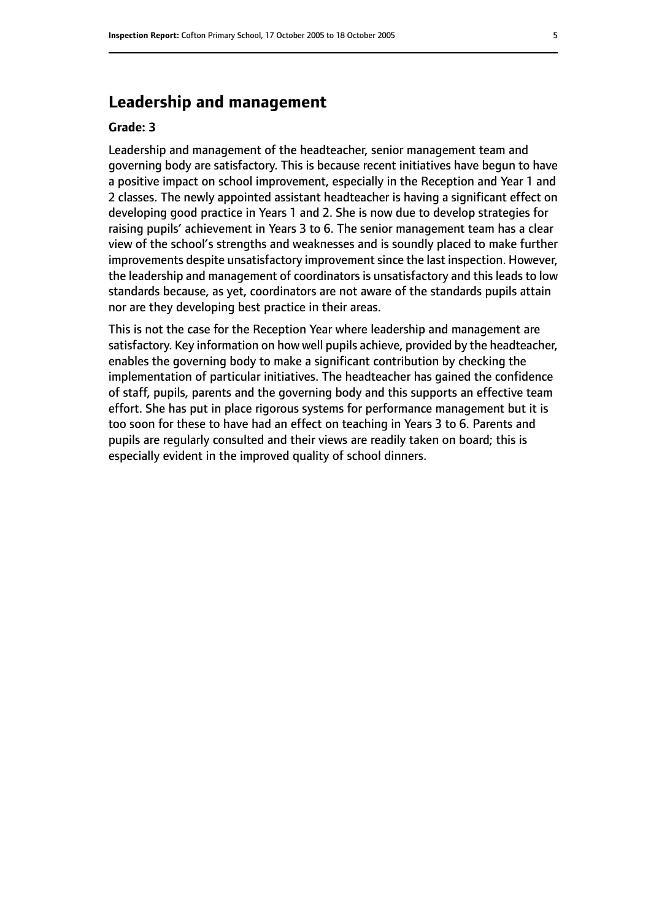## Leadership and management

**Grade: 3**

Leadership and management of the headteacher, senior management team and governing body are satisfactory. This is because recent initiatives have begun to have a positive impact on school improvement, especially in the Reception and Year 1 and 2 classes. The newly appointed assistant headteacher is having a significant effect on developing good practice in Years 1 and 2. She is now due to develop strategies for raising pupils' achievement in Years 3 to 6. The senior management team has a clear view of the school's strengths and weaknesses and is soundly placed to make further improvements despite unsatisfactory improvement since the last inspection. However, the leadership and management of coordinators is unsatisfactory and this leads to low standards because, as yet, coordinators are not aware of the standards pupils attain nor are they developing best practice in their areas.

This is not the case for the Reception Year where leadership and management are satisfactory. Key information on how well pupils achieve, provided by the headteacher, enables the governing body to make a significant contribution by checking the implementation of particular initiatives. The headteacher has gained the confidence of staff, pupils, parents and the governing body and this supports an effective team effort. She has put in place rigorous systems for performance management but it is too soon for these to have had an effect on teaching in Years 3 to 6. Parents and pupils are regularly consulted and their views are readily taken on board; this is especially evident in the improved quality of school dinners.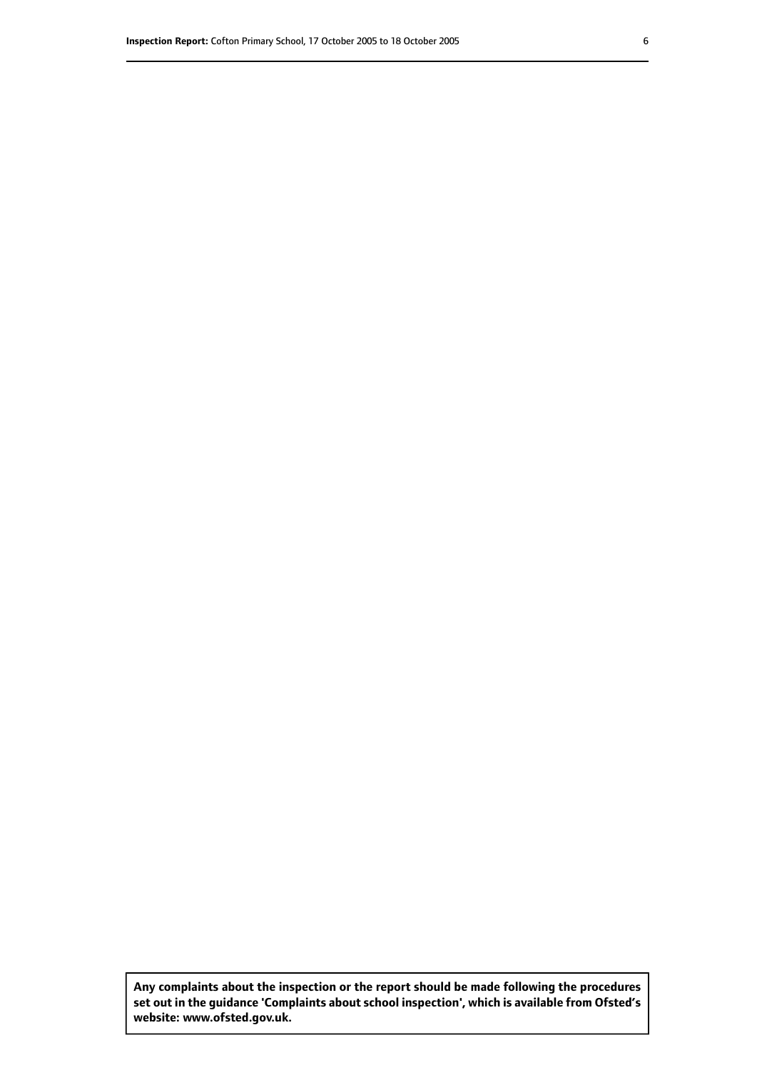**Any complaints about the inspection or the report should be made following the procedures set out in the guidance 'Complaints about school inspection', which is available from Ofsted's website: www.ofsted.gov.uk.**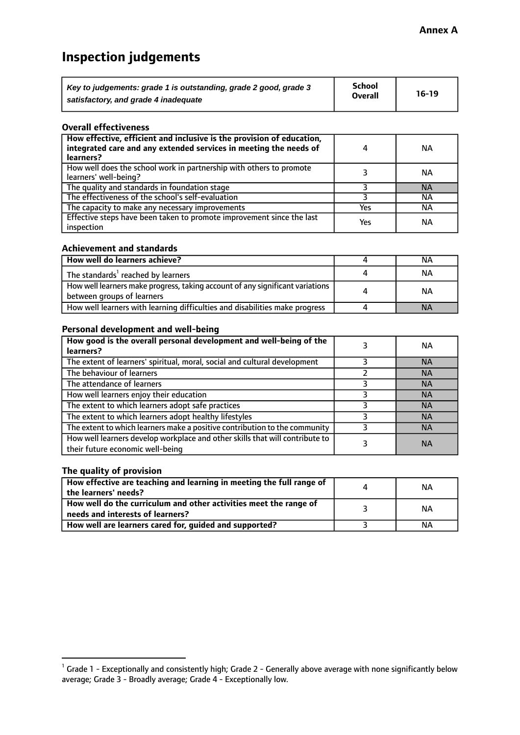**Annex A**

# Inspection judgements

| *Key to judgements: grade 1 is outstanding, grade 2 good, grade 3 satisfactory, and grade 4 inadequate* | School Overall | 16-19 |
|---|---|---|

### Overall effectiveness

| | | |
|---|---|---|
| **How effective, efficient and inclusive is the provision of education, integrated care and any extended services in meeting the needs of learners?** | 4 | NA |
| How well does the school work in partnership with others to promote learners' well-being? | 3 | NA |
| The quality and standards in foundation stage | 3 | NA |
| The effectiveness of the school's self-evaluation | 3 | NA |
| The capacity to make any necessary improvements | Yes | NA |
| Effective steps have been taken to promote improvement since the last inspection | Yes | NA |

### Achievement and standards

| | | |
|---|---|---|
| **How well do learners achieve?** | 4 | NA |
| The standards[1] reached by learners | 4 | NA |
| How well learners make progress, taking account of any significant variations between groups of learners | 4 | NA |
| How well learners with learning difficulties and disabilities make progress | 4 | NA |

### Personal development and well-being

| | | |
|---|---|---|
| **How good is the overall personal development and well-being of the learners?** | 3 | NA |
| The extent of learners' spiritual, moral, social and cultural development | 3 | NA |
| The behaviour of learners | 2 | NA |
| The attendance of learners | 3 | NA |
| How well learners enjoy their education | 3 | NA |
| The extent to which learners adopt safe practices | 3 | NA |
| The extent to which learners adopt healthy lifestyles | 3 | NA |
| The extent to which learners make a positive contribution to the community | 3 | NA |
| How well learners develop workplace and other skills that will contribute to their future economic well-being | 3 | NA |

### The quality of provision

| | | |
|---|---|---|
| **How effective are teaching and learning in meeting the full range of the learners' needs?** | 4 | NA |
| **How well do the curriculum and other activities meet the range of needs and interests of learners?** | 3 | NA |
| **How well are learners cared for, guided and supported?** | 3 | NA |

[1] Grade 1 - Exceptionally and consistently high; Grade 2 - Generally above average with none significantly below average; Grade 3 - Broadly average; Grade 4 - Exceptionally low.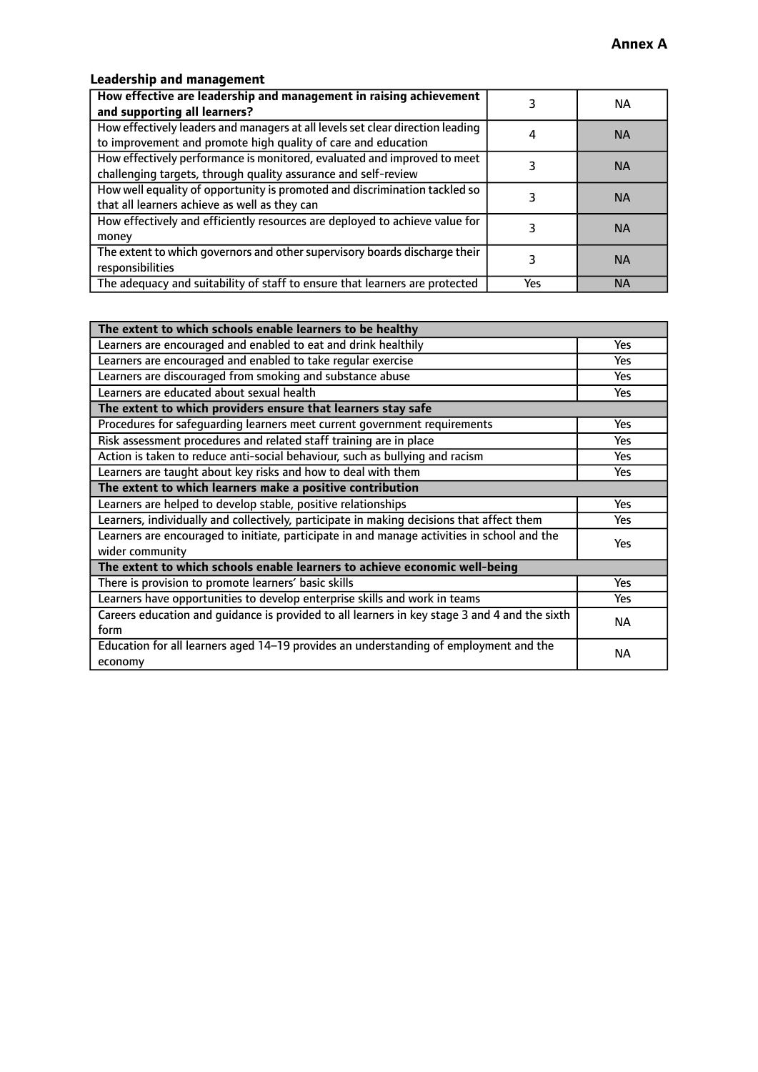## Annex A

### Leadership and management

| **How effective are leadership and management in raising achievement and supporting all learners?** | 3 | NA |
|---|---|---|
| How effectively leaders and managers at all levels set clear direction leading to improvement and promote high quality of care and education | 4 | NA |
| How effectively performance is monitored, evaluated and improved to meet challenging targets, through quality assurance and self-review | 3 | NA |
| How well equality of opportunity is promoted and discrimination tackled so that all learners achieve as well as they can | 3 | NA |
| How effectively and efficiently resources are deployed to achieve value for money | 3 | NA |
| The extent to which governors and other supervisory boards discharge their responsibilities | 3 | NA |
| The adequacy and suitability of staff to ensure that learners are protected | Yes | NA |

| **The extent to which schools enable learners to be healthy** | |
|---|---|
| Learners are encouraged and enabled to eat and drink healthily | Yes |
| Learners are encouraged and enabled to take regular exercise | Yes |
| Learners are discouraged from smoking and substance abuse | Yes |
| Learners are educated about sexual health | Yes |
| **The extent to which providers ensure that learners stay safe** | |
| Procedures for safeguarding learners meet current government requirements | Yes |
| Risk assessment procedures and related staff training are in place | Yes |
| Action is taken to reduce anti-social behaviour, such as bullying and racism | Yes |
| Learners are taught about key risks and how to deal with them | Yes |
| **The extent to which learners make a positive contribution** | |
| Learners are helped to develop stable, positive relationships | Yes |
| Learners, individually and collectively, participate in making decisions that affect them | Yes |
| Learners are encouraged to initiate, participate in and manage activities in school and the wider community | Yes |
| **The extent to which schools enable learners to achieve economic well-being** | |
| There is provision to promote learners' basic skills | Yes |
| Learners have opportunities to develop enterprise skills and work in teams | Yes |
| Careers education and guidance is provided to all learners in key stage 3 and 4 and the sixth form | NA |
| Education for all learners aged 14–19 provides an understanding of employment and the economy | NA |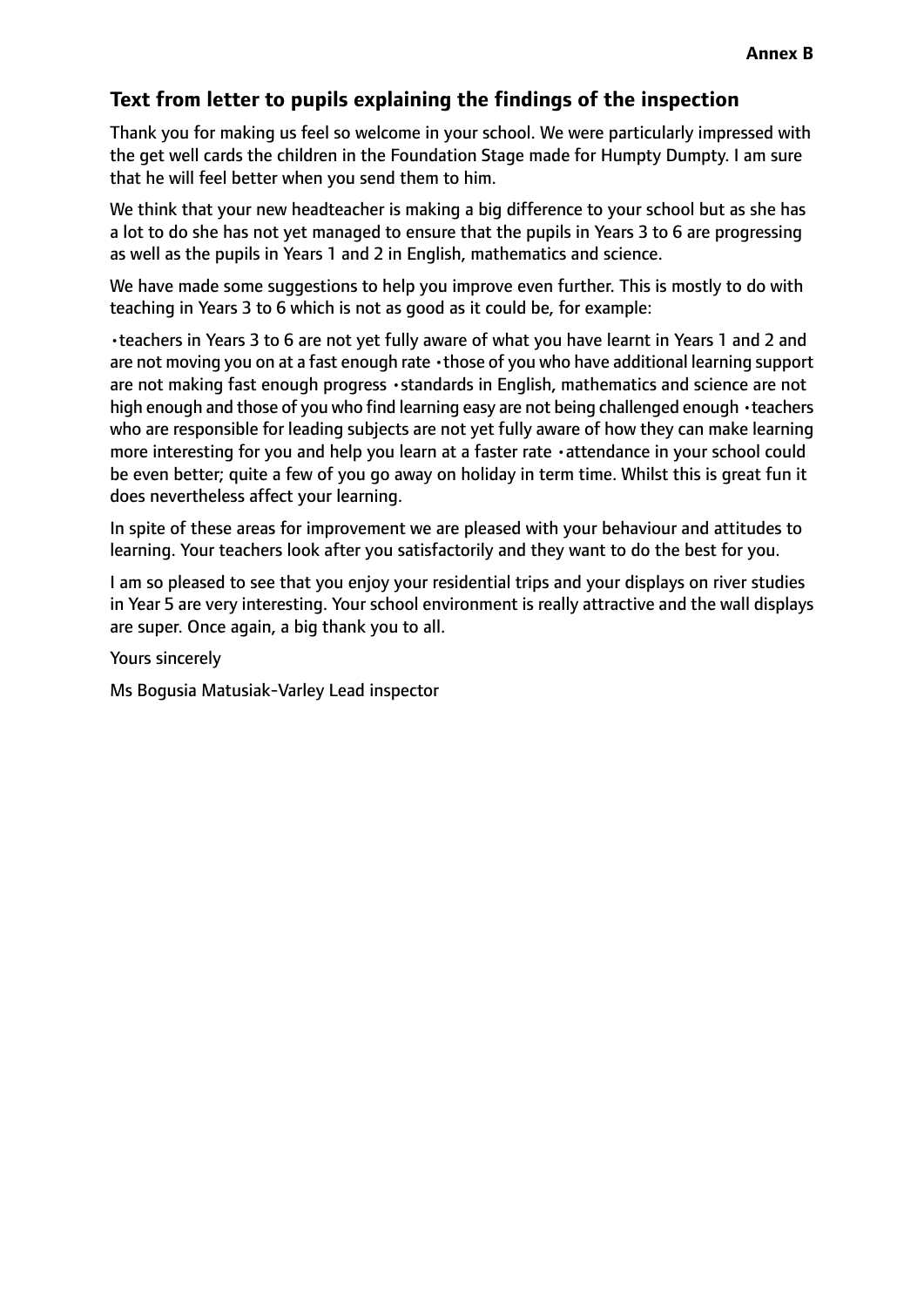**Annex B**

## Text from letter to pupils explaining the findings of the inspection

Thank you for making us feel so welcome in your school. We were particularly impressed with the get well cards the children in the Foundation Stage made for Humpty Dumpty. I am sure that he will feel better when you send them to him.

We think that your new headteacher is making a big difference to your school but as she has a lot to do she has not yet managed to ensure that the pupils in Years 3 to 6 are progressing as well as the pupils in Years 1 and 2 in English, mathematics and science.

We have made some suggestions to help you improve even further. This is mostly to do with teaching in Years 3 to 6 which is not as good as it could be, for example:

- teachers in Years 3 to 6 are not yet fully aware of what you have learnt in Years 1 and 2 and are not moving you on at a fast enough rate
- those of you who have additional learning support are not making fast enough progress
- standards in English, mathematics and science are not high enough and those of you who find learning easy are not being challenged enough
- teachers who are responsible for leading subjects are not yet fully aware of how they can make learning more interesting for you and help you learn at a faster rate
- attendance in your school could be even better; quite a few of you go away on holiday in term time. Whilst this is great fun it does nevertheless affect your learning.

In spite of these areas for improvement we are pleased with your behaviour and attitudes to learning. Your teachers look after you satisfactorily and they want to do the best for you.

I am so pleased to see that you enjoy your residential trips and your displays on river studies in Year 5 are very interesting. Your school environment is really attractive and the wall displays are super. Once again, a big thank you to all.

Yours sincerely

Ms Bogusia Matusiak-Varley Lead inspector